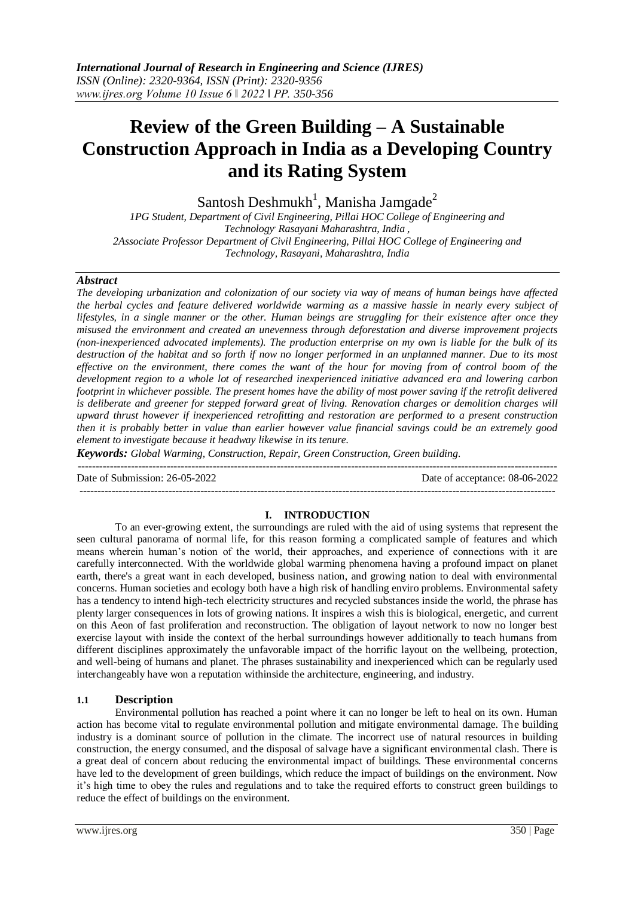# Review of the Green Building – A Sustainable Construction Approach in India as a Developing Country and its Rating System

Santosh Deshmukh[1], Manisha Jamgade[2]

*1PG Student, Department of Civil Engineering, Pillai HOC College of Engineering and Technology, Rasayani Maharashtra, India ,*
*2Associate Professor Department of Civil Engineering, Pillai HOC College of Engineering and Technology, Rasayani, Maharashtra, India*

### *Abstract*

*The developing urbanization and colonization of our society via way of means of human beings have affected the herbal cycles and feature delivered worldwide warming as a massive hassle in nearly every subject of lifestyles, in a single manner or the other. Human beings are struggling for their existence after once they misused the environment and created an unevenness through deforestation and diverse improvement projects (non-inexperienced advocated implements). The production enterprise on my own is liable for the bulk of its destruction of the habitat and so forth if now no longer performed in an unplanned manner. Due to its most effective on the environment, there comes the want of the hour for moving from of control boom of the development region to a whole lot of researched inexperienced initiative advanced era and lowering carbon footprint in whichever possible. The present homes have the ability of most power saving if the retrofit delivered is deliberate and greener for stepped forward great of living. Renovation charges or demolition charges will upward thrust however if inexperienced retrofitting and restoration are performed to a present construction then it is probably better in value than earlier however value financial savings could be an extremely good element to investigate because it headway likewise in its tenure.*

***Keywords:*** *Global Warming, Construction, Repair, Green Construction, Green building.*

Date of Submission: 26-05-2022 | Date of acceptance: 08-06-2022

## I. INTRODUCTION

To an ever-growing extent, the surroundings are ruled with the aid of using systems that represent the seen cultural panorama of normal life, for this reason forming a complicated sample of features and which means wherein human's notion of the world, their approaches, and experience of connections with it are carefully interconnected. With the worldwide global warming phenomena having a profound impact on planet earth, there's a great want in each developed, business nation, and growing nation to deal with environmental concerns. Human societies and ecology both have a high risk of handling enviro problems. Environmental safety has a tendency to intend high-tech electricity structures and recycled substances inside the world, the phrase has plenty larger consequences in lots of growing nations. It inspires a wish this is biological, energetic, and current on this Aeon of fast proliferation and reconstruction. The obligation of layout network to now no longer best exercise layout with inside the context of the herbal surroundings however additionally to teach humans from different disciplines approximately the unfavorable impact of the horrific layout on the wellbeing, protection, and well-being of humans and planet. The phrases sustainability and inexperienced which can be regularly used interchangeably have won a reputation withinside the architecture, engineering, and industry.

### 1.1 Description

Environmental pollution has reached a point where it can no longer be left to heal on its own. Human action has become vital to regulate environmental pollution and mitigate environmental damage. The building industry is a dominant source of pollution in the climate. The incorrect use of natural resources in building construction, the energy consumed, and the disposal of salvage have a significant environmental clash. There is a great deal of concern about reducing the environmental impact of buildings. These environmental concerns have led to the development of green buildings, which reduce the impact of buildings on the environment. Now it's high time to obey the rules and regulations and to take the required efforts to construct green buildings to reduce the effect of buildings on the environment.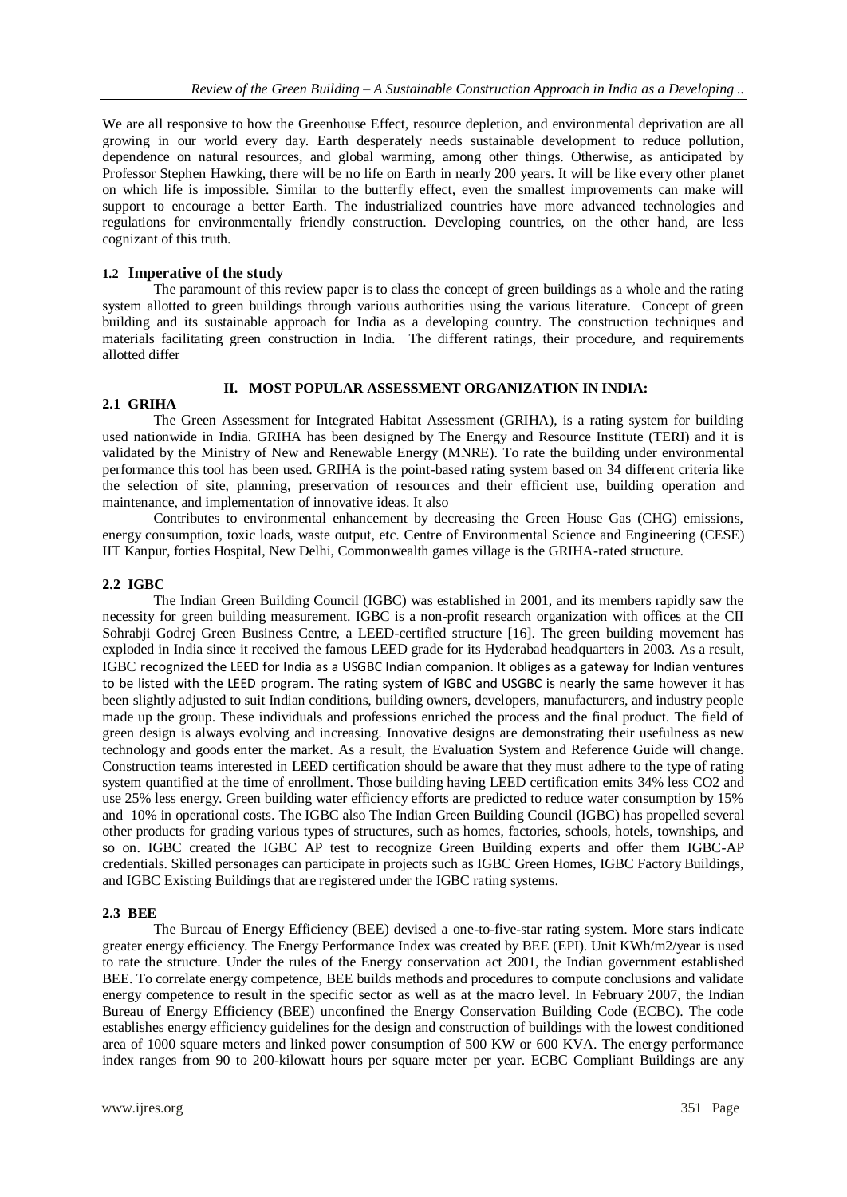We are all responsive to how the Greenhouse Effect, resource depletion, and environmental deprivation are all growing in our world every day. Earth desperately needs sustainable development to reduce pollution, dependence on natural resources, and global warming, among other things. Otherwise, as anticipated by Professor Stephen Hawking, there will be no life on Earth in nearly 200 years. It will be like every other planet on which life is impossible. Similar to the butterfly effect, even the smallest improvements can make will support to encourage a better Earth. The industrialized countries have more advanced technologies and regulations for environmentally friendly construction. Developing countries, on the other hand, are less cognizant of this truth.

### 1.2 Imperative of the study

The paramount of this review paper is to class the concept of green buildings as a whole and the rating system allotted to green buildings through various authorities using the various literature. Concept of green building and its sustainable approach for India as a developing country. The construction techniques and materials facilitating green construction in India. The different ratings, their procedure, and requirements allotted differ

## II. MOST POPULAR ASSESSMENT ORGANIZATION IN INDIA:

### 2.1 GRIHA

The Green Assessment for Integrated Habitat Assessment (GRIHA), is a rating system for building used nationwide in India. GRIHA has been designed by The Energy and Resource Institute (TERI) and it is validated by the Ministry of New and Renewable Energy (MNRE). To rate the building under environmental performance this tool has been used. GRIHA is the point-based rating system based on 34 different criteria like the selection of site, planning, preservation of resources and their efficient use, building operation and maintenance, and implementation of innovative ideas. It also

Contributes to environmental enhancement by decreasing the Green House Gas (CHG) emissions, energy consumption, toxic loads, waste output, etc. Centre of Environmental Science and Engineering (CESE) IIT Kanpur, forties Hospital, New Delhi, Commonwealth games village is the GRIHA-rated structure.

### 2.2 IGBC

The Indian Green Building Council (IGBC) was established in 2001, and its members rapidly saw the necessity for green building measurement. IGBC is a non-profit research organization with offices at the CII Sohrabji Godrej Green Business Centre, a LEED-certified structure [16]. The green building movement has exploded in India since it received the famous LEED grade for its Hyderabad headquarters in 2003. As a result, IGBC recognized the LEED for India as a USGBC Indian companion. It obliges as a gateway for Indian ventures to be listed with the LEED program. The rating system of IGBC and USGBC is nearly the same however it has been slightly adjusted to suit Indian conditions, building owners, developers, manufacturers, and industry people made up the group. These individuals and professions enriched the process and the final product. The field of green design is always evolving and increasing. Innovative designs are demonstrating their usefulness as new technology and goods enter the market. As a result, the Evaluation System and Reference Guide will change. Construction teams interested in LEED certification should be aware that they must adhere to the type of rating system quantified at the time of enrollment. Those building having LEED certification emits 34% less CO2 and use 25% less energy. Green building water efficiency efforts are predicted to reduce water consumption by 15% and 10% in operational costs. The IGBC also The Indian Green Building Council (IGBC) has propelled several other products for grading various types of structures, such as homes, factories, schools, hotels, townships, and so on. IGBC created the IGBC AP test to recognize Green Building experts and offer them IGBC-AP credentials. Skilled personages can participate in projects such as IGBC Green Homes, IGBC Factory Buildings, and IGBC Existing Buildings that are registered under the IGBC rating systems.

### 2.3 BEE

The Bureau of Energy Efficiency (BEE) devised a one-to-five-star rating system. More stars indicate greater energy efficiency. The Energy Performance Index was created by BEE (EPI). Unit KWh/m2/year is used to rate the structure. Under the rules of the Energy conservation act 2001, the Indian government established BEE. To correlate energy competence, BEE builds methods and procedures to compute conclusions and validate energy competence to result in the specific sector as well as at the macro level. In February 2007, the Indian Bureau of Energy Efficiency (BEE) unconfined the Energy Conservation Building Code (ECBC). The code establishes energy efficiency guidelines for the design and construction of buildings with the lowest conditioned area of 1000 square meters and linked power consumption of 500 KW or 600 KVA. The energy performance index ranges from 90 to 200-kilowatt hours per square meter per year. ECBC Compliant Buildings are any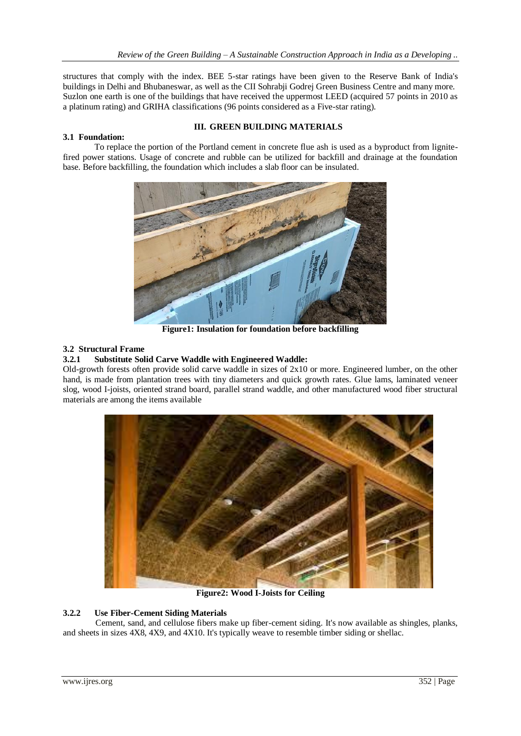structures that comply with the index. BEE 5-star ratings have been given to the Reserve Bank of India's buildings in Delhi and Bhubaneswar, as well as the CII Sohrabji Godrej Green Business Centre and many more. Suzlon one earth is one of the buildings that have received the uppermost LEED (acquired 57 points in 2010 as a platinum rating) and GRIHA classifications (96 points considered as a Five-star rating).

## III. GREEN BUILDING MATERIALS

### 3.1 Foundation:

To replace the portion of the Portland cement in concrete flue ash is used as a byproduct from lignite-fired power stations. Usage of concrete and rubble can be utilized for backfill and drainage at the foundation base. Before backfilling, the foundation which includes a slab floor can be insulated.

**Figure1: Insulation for foundation before backfilling**

### 3.2 Structural Frame

#### 3.2.1 Substitute Solid Carve Waddle with Engineered Waddle:

Old-growth forests often provide solid carve waddle in sizes of 2x10 or more. Engineered lumber, on the other hand, is made from plantation trees with tiny diameters and quick growth rates. Glue lams, laminated veneer slog, wood I-joists, oriented strand board, parallel strand waddle, and other manufactured wood fiber structural materials are among the items available

**Figure2: Wood I-Joists for Ceiling**

#### 3.2.2 Use Fiber-Cement Siding Materials

Cement, sand, and cellulose fibers make up fiber-cement siding. It's now available as shingles, planks, and sheets in sizes 4X8, 4X9, and 4X10. It's typically weave to resemble timber siding or shellac.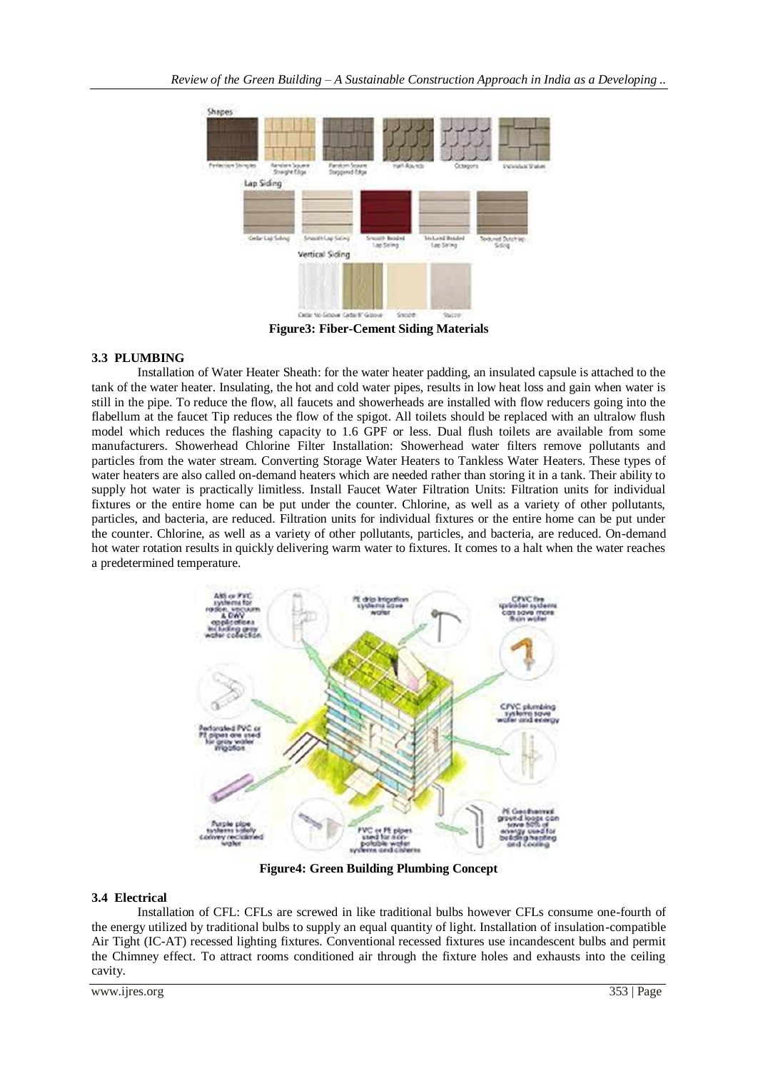Figure3: Fiber-Cement Siding Materials

### 3.3 PLUMBING

Installation of Water Heater Sheath: for the water heater padding, an insulated capsule is attached to the tank of the water heater. Insulating, the hot and cold water pipes, results in low heat loss and gain when water is still in the pipe. To reduce the flow, all faucets and showerheads are installed with flow reducers going into the flabellum at the faucet Tip reduces the flow of the spigot. All toilets should be replaced with an ultralow flush model which reduces the flashing capacity to 1.6 GPF or less. Dual flush toilets are available from some manufacturers. Showerhead Chlorine Filter Installation: Showerhead water filters remove pollutants and particles from the water stream. Converting Storage Water Heaters to Tankless Water Heaters. These types of water heaters are also called on-demand heaters which are needed rather than storing it in a tank. Their ability to supply hot water is practically limitless. Install Faucet Water Filtration Units: Filtration units for individual fixtures or the entire home can be put under the counter. Chlorine, as well as a variety of other pollutants, particles, and bacteria, are reduced. Filtration units for individual fixtures or the entire home can be put under the counter. Chlorine, as well as a variety of other pollutants, particles, and bacteria, are reduced. On-demand hot water rotation results in quickly delivering warm water to fixtures. It comes to a halt when the water reaches a predetermined temperature.

Figure4: Green Building Plumbing Concept

### 3.4 Electrical

Installation of CFL: CFLs are screwed in like traditional bulbs however CFLs consume one-fourth of the energy utilized by traditional bulbs to supply an equal quantity of light. Installation of insulation-compatible Air Tight (IC-AT) recessed lighting fixtures. Conventional recessed fixtures use incandescent bulbs and permit the Chimney effect. To attract rooms conditioned air through the fixture holes and exhausts into the ceiling cavity.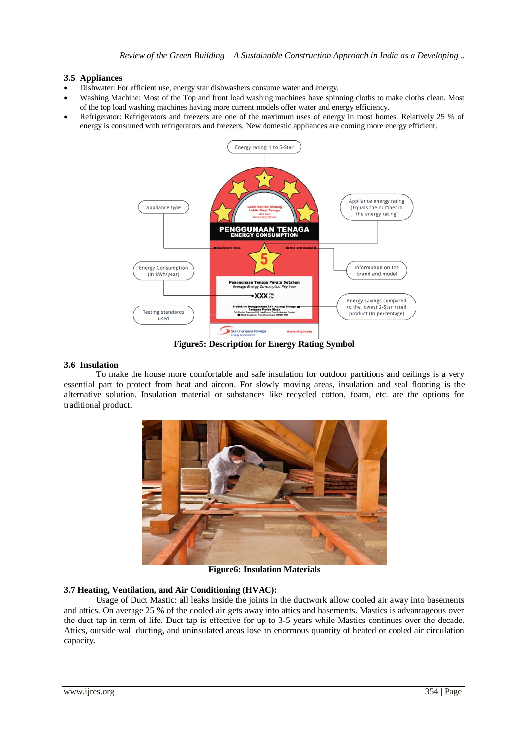### 3.5 Appliances

- Dishwater: For efficient use, energy star dishwashers consume water and energy.
- Washing Machine: Most of the Top and front load washing machines have spinning cloths to make cloths clean. Most of the top load washing machines having more current models offer water and energy efficiency.
- Refrigerator: Refrigerators and freezers are one of the maximum uses of energy in most homes. Relatively 25 % of energy is consumed with refrigerators and freezers. New domestic appliances are coming more energy efficient.

**Figure5: Description for Energy Rating Symbol**

### 3.6 Insulation

To make the house more comfortable and safe insulation for outdoor partitions and ceilings is a very essential part to protect from heat and aircon. For slowly moving areas, insulation and seal flooring is the alternative solution. Insulation material or substances like recycled cotton, foam, etc. are the options for traditional product.

**Figure6: Insulation Materials**

### 3.7 Heating, Ventilation, and Air Conditioning (HVAC):

Usage of Duct Mastic: all leaks inside the joints in the ductwork allow cooled air away into basements and attics. On average 25 % of the cooled air gets away into attics and basements. Mastics is advantageous over the duct tap in term of life. Duct tap is effective for up to 3-5 years while Mastics continues over the decade. Attics, outside wall ducting, and uninsulated areas lose an enormous quantity of heated or cooled air circulation capacity.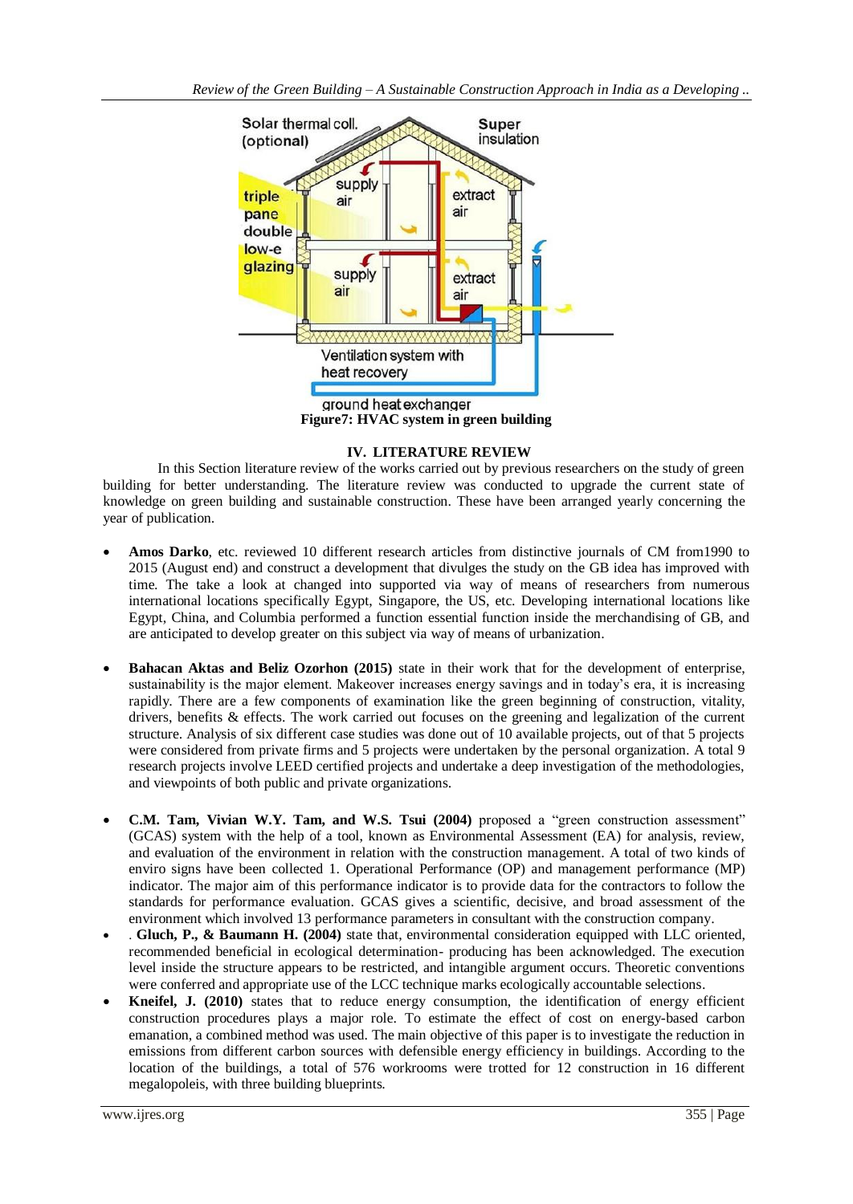Figure7: HVAC system in green building

## IV. LITERATURE REVIEW

In this Section literature review of the works carried out by previous researchers on the study of green building for better understanding. The literature review was conducted to upgrade the current state of knowledge on green building and sustainable construction. These have been arranged yearly concerning the year of publication.

- **Amos Darko**, etc. reviewed 10 different research articles from distinctive journals of CM from1990 to 2015 (August end) and construct a development that divulges the study on the GB idea has improved with time. The take a look at changed into supported via way of means of researchers from numerous international locations specifically Egypt, Singapore, the US, etc. Developing international locations like Egypt, China, and Columbia performed a function essential function inside the merchandising of GB, and are anticipated to develop greater on this subject via way of means of urbanization.

- **Bahacan Aktas and Beliz Ozorhon (2015)** state in their work that for the development of enterprise, sustainability is the major element. Makeover increases energy savings and in today's era, it is increasing rapidly. There are a few components of examination like the green beginning of construction, vitality, drivers, benefits & effects. The work carried out focuses on the greening and legalization of the current structure. Analysis of six different case studies was done out of 10 available projects, out of that 5 projects were considered from private firms and 5 projects were undertaken by the personal organization. A total 9 research projects involve LEED certified projects and undertake a deep investigation of the methodologies, and viewpoints of both public and private organizations.

- **C.M. Tam, Vivian W.Y. Tam, and W.S. Tsui (2004)** proposed a "green construction assessment" (GCAS) system with the help of a tool, known as Environmental Assessment (EA) for analysis, review, and evaluation of the environment in relation with the construction management. A total of two kinds of enviro signs have been collected 1. Operational Performance (OP) and management performance (MP) indicator. The major aim of this performance indicator is to provide data for the contractors to follow the standards for performance evaluation. GCAS gives a scientific, decisive, and broad assessment of the environment which involved 13 performance parameters in consultant with the construction company.
- . **Gluch, P., & Baumann H. (2004)** state that, environmental consideration equipped with LLC oriented, recommended beneficial in ecological determination- producing has been acknowledged. The execution level inside the structure appears to be restricted, and intangible argument occurs. Theoretic conventions were conferred and appropriate use of the LCC technique marks ecologically accountable selections.
- **Kneifel, J. (2010)** states that to reduce energy consumption, the identification of energy efficient construction procedures plays a major role. To estimate the effect of cost on energy-based carbon emanation, a combined method was used. The main objective of this paper is to investigate the reduction in emissions from different carbon sources with defensible energy efficiency in buildings. According to the location of the buildings, a total of 576 workrooms were trotted for 12 construction in 16 different megalopoleis, with three building blueprints.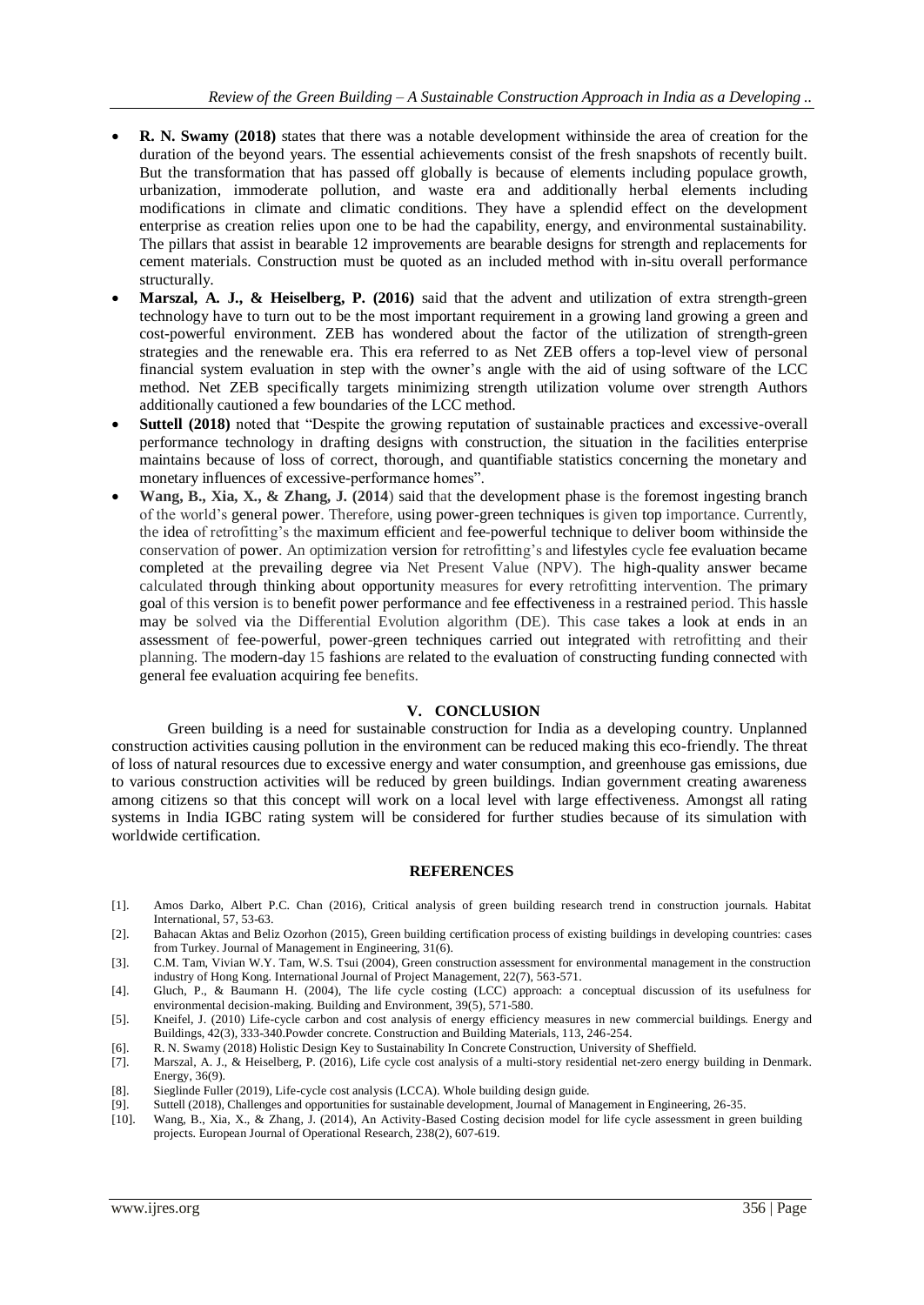- **R. N. Swamy (2018)** states that there was a notable development withinside the area of creation for the duration of the beyond years. The essential achievements consist of the fresh snapshots of recently built. But the transformation that has passed off globally is because of elements including populace growth, urbanization, immoderate pollution, and waste era and additionally herbal elements including modifications in climate and climatic conditions. They have a splendid effect on the development enterprise as creation relies upon one to be had the capability, energy, and environmental sustainability. The pillars that assist in bearable 12 improvements are bearable designs for strength and replacements for cement materials. Construction must be quoted as an included method with in-situ overall performance structurally.
- **Marszal, A. J., & Heiselberg, P. (2016)** said that the advent and utilization of extra strength-green technology have to turn out to be the most important requirement in a growing land growing a green and cost-powerful environment. ZEB has wondered about the factor of the utilization of strength-green strategies and the renewable era. This era referred to as Net ZEB offers a top-level view of personal financial system evaluation in step with the owner's angle with the aid of using software of the LCC method. Net ZEB specifically targets minimizing strength utilization volume over strength Authors additionally cautioned a few boundaries of the LCC method.
- **Suttell (2018)** noted that "Despite the growing reputation of sustainable practices and excessive-overall performance technology in drafting designs with construction, the situation in the facilities enterprise maintains because of loss of correct, thorough, and quantifiable statistics concerning the monetary and monetary influences of excessive-performance homes".
- **Wang, B., Xia, X., & Zhang, J. (2014**) said that the development phase is the foremost ingesting branch of the world's general power. Therefore, using power-green techniques is given top importance. Currently, the idea of retrofitting's the maximum efficient and fee-powerful technique to deliver boom withinside the conservation of power. An optimization version for retrofitting's and lifestyles cycle fee evaluation became completed at the prevailing degree via Net Present Value (NPV). The high-quality answer became calculated through thinking about opportunity measures for every retrofitting intervention. The primary goal of this version is to benefit power performance and fee effectiveness in a restrained period. This hassle may be solved via the Differential Evolution algorithm (DE). This case takes a look at ends in an assessment of fee-powerful, power-green techniques carried out integrated with retrofitting and their planning. The modern-day 15 fashions are related to the evaluation of constructing funding connected with general fee evaluation acquiring fee benefits.

## V. CONCLUSION

Green building is a need for sustainable construction for India as a developing country. Unplanned construction activities causing pollution in the environment can be reduced making this eco-friendly. The threat of loss of natural resources due to excessive energy and water consumption, and greenhouse gas emissions, due to various construction activities will be reduced by green buildings. Indian government creating awareness among citizens so that this concept will work on a local level with large effectiveness. Amongst all rating systems in India IGBC rating system will be considered for further studies because of its simulation with worldwide certification.

## REFERENCES

[1]. Amos Darko, Albert P.C. Chan (2016), Critical analysis of green building research trend in construction journals. Habitat International, 57, 53-63.

[2]. Bahacan Aktas and Beliz Ozorhon (2015), Green building certification process of existing buildings in developing countries: cases from Turkey. Journal of Management in Engineering, 31(6).

[3]. C.M. Tam, Vivian W.Y. Tam, W.S. Tsui (2004), Green construction assessment for environmental management in the construction industry of Hong Kong. International Journal of Project Management, 22(7), 563-571.

[4]. Gluch, P., & Baumann H. (2004), The life cycle costing (LCC) approach: a conceptual discussion of its usefulness for environmental decision-making. Building and Environment, 39(5), 571-580.

[5]. Kneifel, J. (2010) Life-cycle carbon and cost analysis of energy efficiency measures in new commercial buildings. Energy and Buildings, 42(3), 333-340.Powder concrete. Construction and Building Materials, 113, 246-254.

[6]. R. N. Swamy (2018) Holistic Design Key to Sustainability In Concrete Construction, University of Sheffield.

[7]. Marszal, A. J., & Heiselberg, P. (2016), Life cycle cost analysis of a multi-story residential net-zero energy building in Denmark. Energy, 36(9).

[8]. Sieglinde Fuller (2019), Life-cycle cost analysis (LCCA). Whole building design guide.

[9]. Suttell (2018), Challenges and opportunities for sustainable development, Journal of Management in Engineering, 26-35.

[10]. Wang, B., Xia, X., & Zhang, J. (2014), An Activity-Based Costing decision model for life cycle assessment in green building projects. European Journal of Operational Research, 238(2), 607-619.